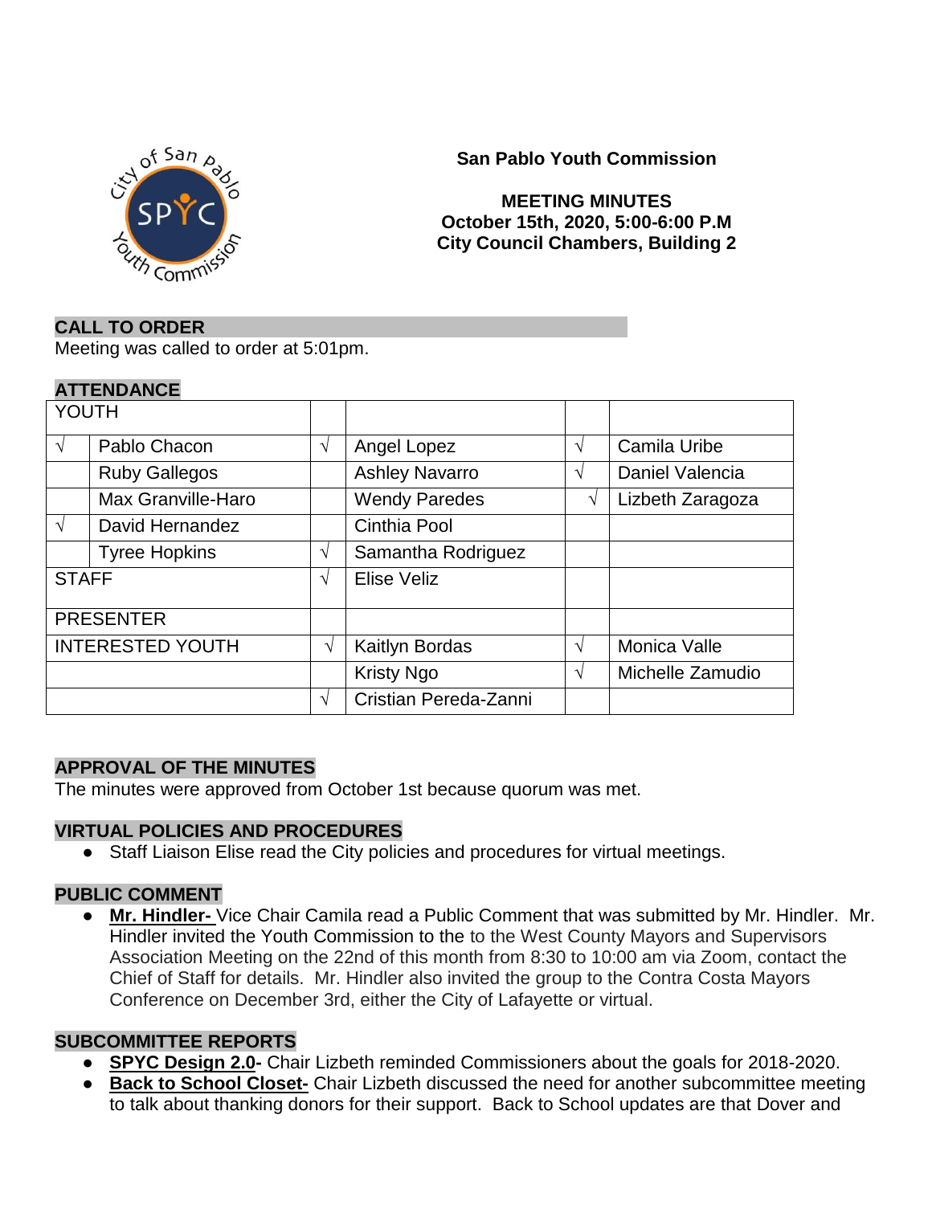# San Pablo Youth Commission

**MEETING MINUTES**
**October 15th, 2020, 5:00-6:00 P.M**
**City Council Chambers, Building 2**

## CALL TO ORDER

Meeting was called to order at 5:01pm.

## ATTENDANCE

| YOUTH | | | | | |
|---|---|---|---|---|---|
| √ | Pablo Chacon | √ | Angel Lopez | √ | Camila Uribe |
| | Ruby Gallegos | | Ashley Navarro | √ | Daniel Valencia |
| | Max Granville-Haro | | Wendy Paredes | √ | Lizbeth Zaragoza |
| √ | David Hernandez | | Cinthia Pool | | |
| | Tyree Hopkins | √ | Samantha Rodriguez | | |
| STAFF | | √ | Elise Veliz | | |
| PRESENTER | | | | | |
| INTERESTED YOUTH | | √ | Kaitlyn Bordas | √ | Monica Valle |
| | | | Kristy Ngo | √ | Michelle Zamudio |
| | | √ | Cristian Pereda-Zanni | | |

## APPROVAL OF THE MINUTES

The minutes were approved from October 1st because quorum was met.

## VIRTUAL POLICIES AND PROCEDURES

- Staff Liaison Elise read the City policies and procedures for virtual meetings.

## PUBLIC COMMENT

- **Mr. Hindler-** Vice Chair Camila read a Public Comment that was submitted by Mr. Hindler. Mr. Hindler invited the Youth Commission to the to the West County Mayors and Supervisors Association Meeting on the 22nd of this month from 8:30 to 10:00 am via Zoom, contact the Chief of Staff for details. Mr. Hindler also invited the group to the Contra Costa Mayors Conference on December 3rd, either the City of Lafayette or virtual.

## SUBCOMMITTEE REPORTS

- **SPYC Design 2.0-** Chair Lizbeth reminded Commissioners about the goals for 2018-2020.
- **Back to School Closet-** Chair Lizbeth discussed the need for another subcommittee meeting to talk about thanking donors for their support. Back to School updates are that Dover and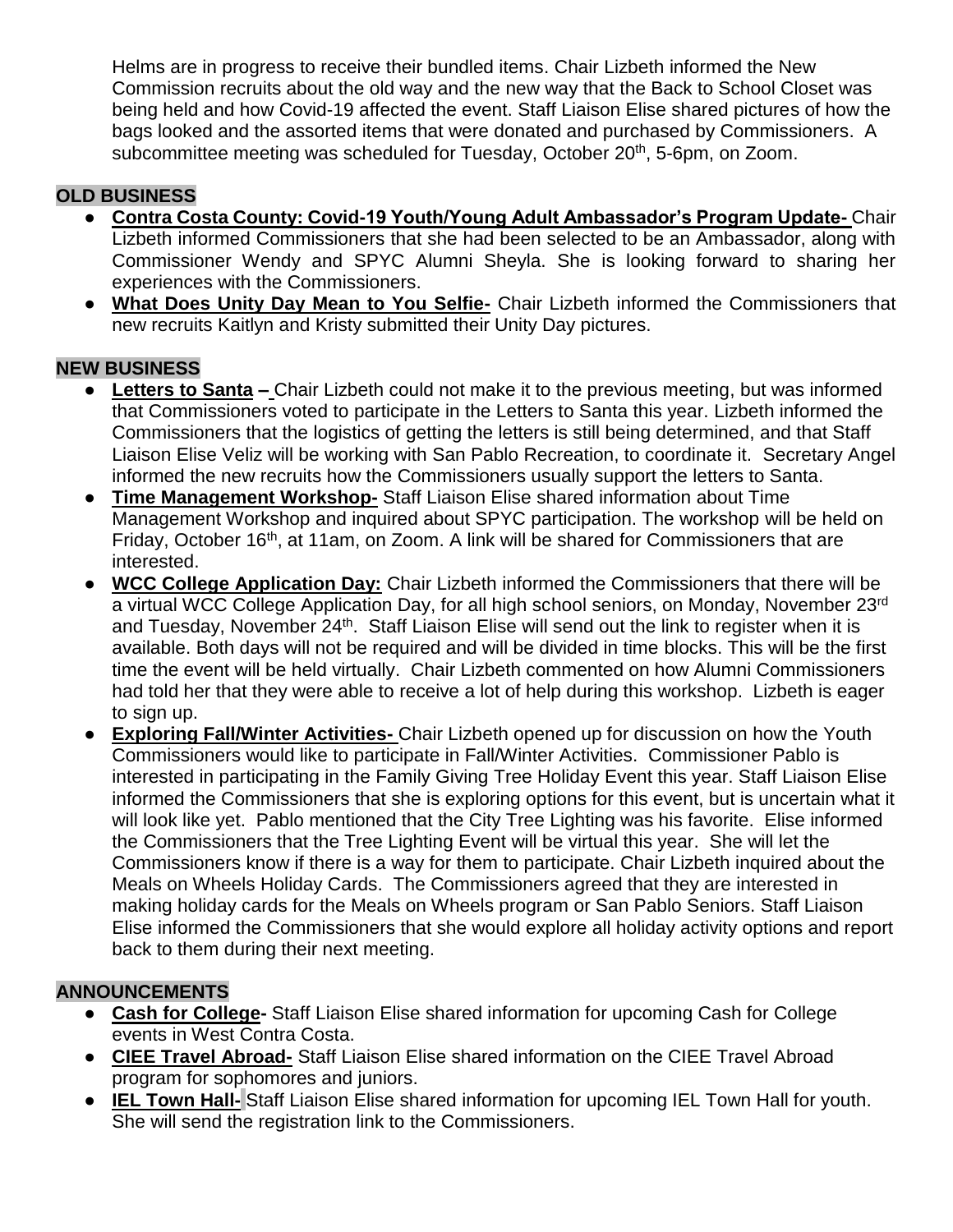Helms are in progress to receive their bundled items. Chair Lizbeth informed the New Commission recruits about the old way and the new way that the Back to School Closet was being held and how Covid-19 affected the event. Staff Liaison Elise shared pictures of how the bags looked and the assorted items that were donated and purchased by Commissioners. A subcommittee meeting was scheduled for Tuesday, October 20th, 5-6pm, on Zoom.

## OLD BUSINESS

- **Contra Costa County: Covid-19 Youth/Young Adult Ambassador's Program Update-** Chair Lizbeth informed Commissioners that she had been selected to be an Ambassador, along with Commissioner Wendy and SPYC Alumni Sheyla. She is looking forward to sharing her experiences with the Commissioners.
- **What Does Unity Day Mean to You Selfie-** Chair Lizbeth informed the Commissioners that new recruits Kaitlyn and Kristy submitted their Unity Day pictures.

## NEW BUSINESS

- **Letters to Santa –** Chair Lizbeth could not make it to the previous meeting, but was informed that Commissioners voted to participate in the Letters to Santa this year. Lizbeth informed the Commissioners that the logistics of getting the letters is still being determined, and that Staff Liaison Elise Veliz will be working with San Pablo Recreation, to coordinate it. Secretary Angel informed the new recruits how the Commissioners usually support the letters to Santa.
- **Time Management Workshop-** Staff Liaison Elise shared information about Time Management Workshop and inquired about SPYC participation. The workshop will be held on Friday, October 16th, at 11am, on Zoom. A link will be shared for Commissioners that are interested.
- **WCC College Application Day:** Chair Lizbeth informed the Commissioners that there will be a virtual WCC College Application Day, for all high school seniors, on Monday, November 23rd and Tuesday, November 24th. Staff Liaison Elise will send out the link to register when it is available. Both days will not be required and will be divided in time blocks. This will be the first time the event will be held virtually. Chair Lizbeth commented on how Alumni Commissioners had told her that they were able to receive a lot of help during this workshop. Lizbeth is eager to sign up.
- **Exploring Fall/Winter Activities-** Chair Lizbeth opened up for discussion on how the Youth Commissioners would like to participate in Fall/Winter Activities. Commissioner Pablo is interested in participating in the Family Giving Tree Holiday Event this year. Staff Liaison Elise informed the Commissioners that she is exploring options for this event, but is uncertain what it will look like yet. Pablo mentioned that the City Tree Lighting was his favorite. Elise informed the Commissioners that the Tree Lighting Event will be virtual this year. She will let the Commissioners know if there is a way for them to participate. Chair Lizbeth inquired about the Meals on Wheels Holiday Cards. The Commissioners agreed that they are interested in making holiday cards for the Meals on Wheels program or San Pablo Seniors. Staff Liaison Elise informed the Commissioners that she would explore all holiday activity options and report back to them during their next meeting.

## ANNOUNCEMENTS

- **Cash for College-** Staff Liaison Elise shared information for upcoming Cash for College events in West Contra Costa.
- **CIEE Travel Abroad-** Staff Liaison Elise shared information on the CIEE Travel Abroad program for sophomores and juniors.
- **IEL Town Hall-** Staff Liaison Elise shared information for upcoming IEL Town Hall for youth. She will send the registration link to the Commissioners.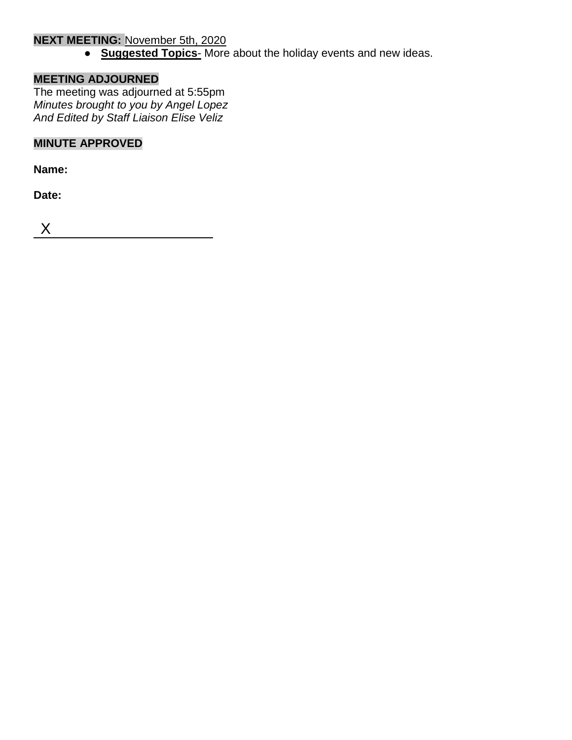**NEXT MEETING:** November 5th, 2020

- **Suggested Topics**- More about the holiday events and new ideas.

**MEETING ADJOURNED**

The meeting was adjourned at 5:55pm
*Minutes brought to you by Angel Lopez*
*And Edited by Staff Liaison Elise Veliz*

**MINUTE APPROVED**

**Name:**

**Date:**

X ______________________